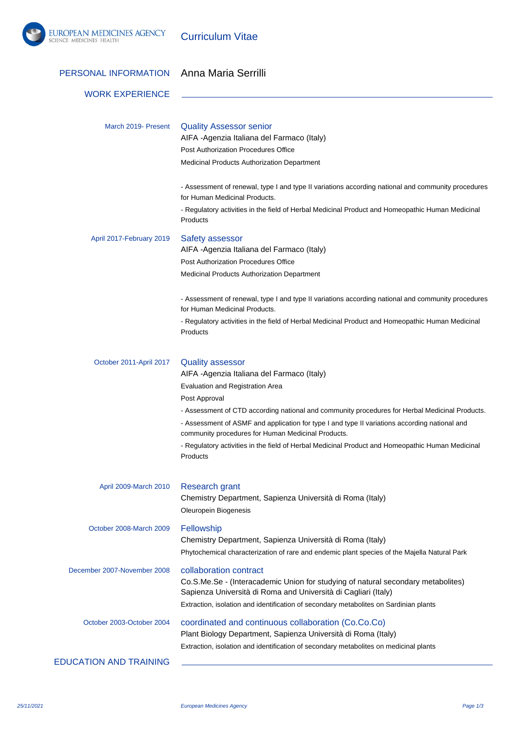# Curriculum Vitae

## PERSONAL INFORMATION

Anna Maria Serrilli

## WORK EXPERIENCE

**March 2019- Present**

### Quality Assessor senior

AIFA -Agenzia Italiana del Farmaco (Italy)

Post Authorization Procedures Office

Medicinal Products Authorization Department

- Assessment of renewal, type I and type II variations according national and community procedures for Human Medicinal Products.
- Regulatory activities in the field of Herbal Medicinal Product and Homeopathic Human Medicinal Products

**April 2017-February 2019**

### Safety assessor

AIFA -Agenzia Italiana del Farmaco (Italy)

Post Authorization Procedures Office

Medicinal Products Authorization Department

- Assessment of renewal, type I and type II variations according national and community procedures for Human Medicinal Products.
- Regulatory activities in the field of Herbal Medicinal Product and Homeopathic Human Medicinal Products

**October 2011-April 2017**

### Quality assessor

AIFA -Agenzia Italiana del Farmaco (Italy)

Evaluation and Registration Area

Post Approval

- Assessment of CTD according national and community procedures for Herbal Medicinal Products.
- Assessment of ASMF and application for type I and type II variations according national and community procedures for Human Medicinal Products.
- Regulatory activities in the field of Herbal Medicinal Product and Homeopathic Human Medicinal Products

**April 2009-March 2010**

### Research grant

Chemistry Department, Sapienza Università di Roma (Italy)

Oleuropein Biogenesis

**October 2008-March 2009**

### Fellowship

Chemistry Department, Sapienza Università di Roma (Italy)

Phytochemical characterization of rare and endemic plant species of the Majella Natural Park

**December 2007-November 2008**

### collaboration contract

Co.S.Me.Se - (Interacademic Union for studying of natural secondary metabolites) Sapienza Università di Roma and Università di Cagliari (Italy)

Extraction, isolation and identification of secondary metabolites on Sardinian plants

**October 2003-October 2004**

### coordinated and continuous collaboration (Co.Co.Co)

Plant Biology Department, Sapienza Università di Roma (Italy)

Extraction, isolation and identification of secondary metabolites on medicinal plants

## EDUCATION AND TRAINING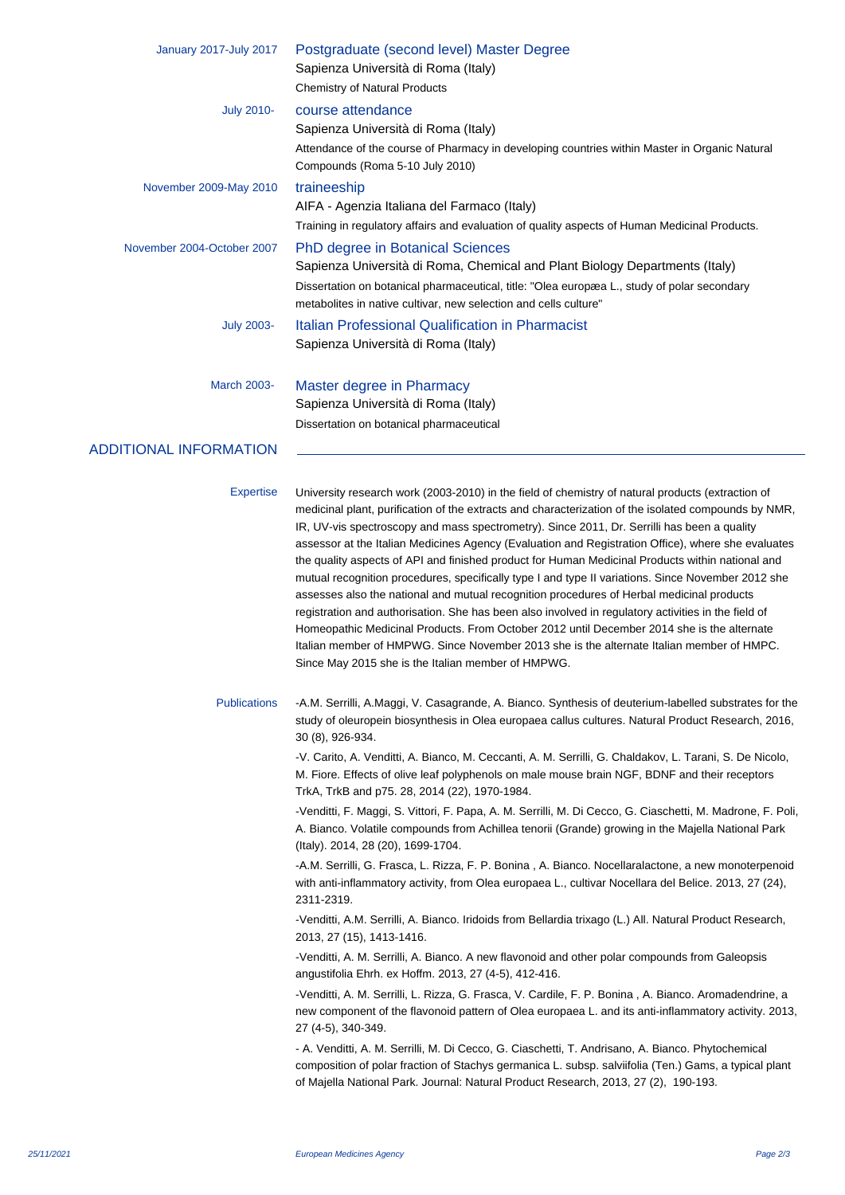January 2017-July 2017 **Postgraduate (second level) Master Degree**
Sapienza Università di Roma (Italy)
Chemistry of Natural Products

July 2010- **course attendance**
Sapienza Università di Roma (Italy)
Attendance of the course of Pharmacy in developing countries within Master in Organic Natural Compounds (Roma 5-10 July 2010)

November 2009-May 2010 **traineeship**
AIFA - Agenzia Italiana del Farmaco (Italy)
Training in regulatory affairs and evaluation of quality aspects of Human Medicinal Products.

November 2004-October 2007 **PhD degree in Botanical Sciences**
Sapienza Università di Roma, Chemical and Plant Biology Departments (Italy)
Dissertation on botanical pharmaceutical, title: "Olea europæa L., study of polar secondary metabolites in native cultivar, new selection and cells culture"

July 2003- **Italian Professional Qualification in Pharmacist**
Sapienza Università di Roma (Italy)

March 2003- **Master degree in Pharmacy**
Sapienza Università di Roma (Italy)
Dissertation on botanical pharmaceutical

## ADDITIONAL INFORMATION

**Expertise**

University research work (2003-2010) in the field of chemistry of natural products (extraction of medicinal plant, purification of the extracts and characterization of the isolated compounds by NMR, IR, UV-vis spectroscopy and mass spectrometry). Since 2011, Dr. Serrilli has been a quality assessor at the Italian Medicines Agency (Evaluation and Registration Office), where she evaluates the quality aspects of API and finished product for Human Medicinal Products within national and mutual recognition procedures, specifically type I and type II variations. Since November 2012 she assesses also the national and mutual recognition procedures of Herbal medicinal products registration and authorisation. She has been also involved in regulatory activities in the field of Homeopathic Medicinal Products. From October 2012 until December 2014 she is the alternate Italian member of HMPWG. Since November 2013 she is the alternate Italian member of HMPC. Since May 2015 she is the Italian member of HMPWG.

**Publications**

-A.M. Serrilli, A.Maggi, V. Casagrande, A. Bianco. Synthesis of deuterium-labelled substrates for the study of oleuropein biosynthesis in Olea europaea callus cultures. Natural Product Research, 2016, 30 (8), 926-934.

-V. Carito, A. Venditti, A. Bianco, M. Ceccanti, A. M. Serrilli, G. Chaldakov, L. Tarani, S. De Nicolo, M. Fiore. Effects of olive leaf polyphenols on male mouse brain NGF, BDNF and their receptors TrkA, TrkB and p75. 28, 2014 (22), 1970-1984.

-Venditti, F. Maggi, S. Vittori, F. Papa, A. M. Serrilli, M. Di Cecco, G. Ciaschetti, M. Madrone, F. Poli, A. Bianco. Volatile compounds from Achillea tenorii (Grande) growing in the Majella National Park (Italy). 2014, 28 (20), 1699-1704.

-A.M. Serrilli, G. Frasca, L. Rizza, F. P. Bonina , A. Bianco. Nocellaralactone, a new monoterpenoid with anti-inflammatory activity, from Olea europaea L., cultivar Nocellara del Belice. 2013, 27 (24), 2311-2319.

-Venditti, A.M. Serrilli, A. Bianco. Iridoids from Bellardia trixago (L.) All. Natural Product Research, 2013, 27 (15), 1413-1416.

-Venditti, A. M. Serrilli, A. Bianco. A new flavonoid and other polar compounds from Galeopsis angustifolia Ehrh. ex Hoffm. 2013, 27 (4-5), 412-416.

-Venditti, A. M. Serrilli, L. Rizza, G. Frasca, V. Cardile, F. P. Bonina , A. Bianco. Aromadendrine, a new component of the flavonoid pattern of Olea europaea L. and its anti-inflammatory activity. 2013, 27 (4-5), 340-349.

- A. Venditti, A. M. Serrilli, M. Di Cecco, G. Ciaschetti, T. Andrisano, A. Bianco. Phytochemical composition of polar fraction of Stachys germanica L. subsp. salviifolia (Ten.) Gams, a typical plant of Majella National Park. Journal: Natural Product Research, 2013, 27 (2), 190-193.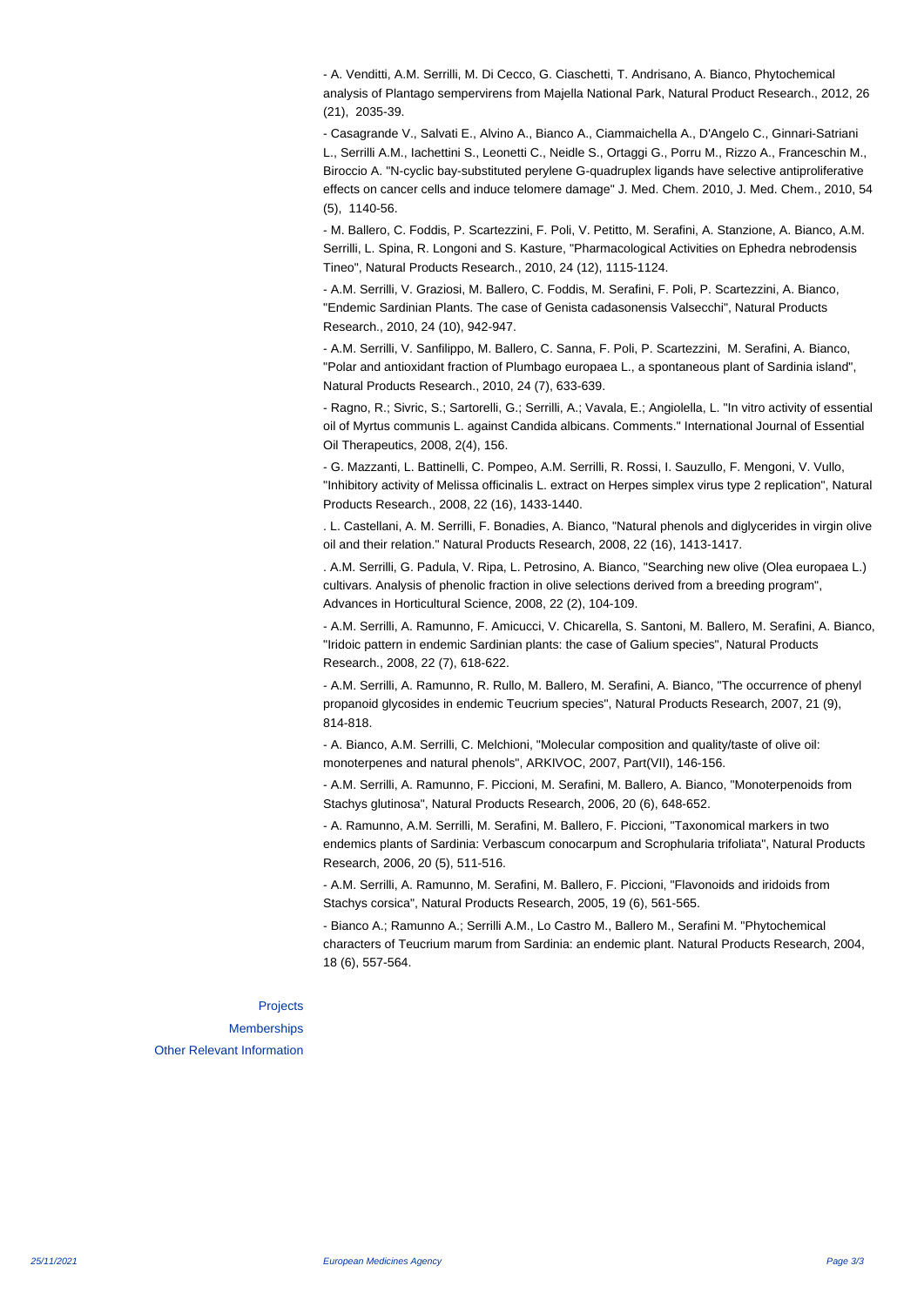- A. Venditti, A.M. Serrilli, M. Di Cecco, G. Ciaschetti, T. Andrisano, A. Bianco, Phytochemical analysis of Plantago sempervirens from Majella National Park, Natural Product Research., 2012, 26 (21), 2035-39.

- Casagrande V., Salvati E., Alvino A., Bianco A., Ciammaichella A., D'Angelo C., Ginnari-Satriani L., Serrilli A.M., Iachettini S., Leonetti C., Neidle S., Ortaggi G., Porru M., Rizzo A., Franceschin M., Biroccio A. "N-cyclic bay-substituted perylene G-quadruplex ligands have selective antiproliferative effects on cancer cells and induce telomere damage" J. Med. Chem. 2010, J. Med. Chem., 2010, 54 (5), 1140-56.

- M. Ballero, C. Foddis, P. Scartezzini, F. Poli, V. Petitto, M. Serafini, A. Stanzione, A. Bianco, A.M. Serrilli, L. Spina, R. Longoni and S. Kasture, "Pharmacological Activities on Ephedra nebrodensis Tineo", Natural Products Research., 2010, 24 (12), 1115-1124.

- A.M. Serrilli, V. Graziosi, M. Ballero, C. Foddis, M. Serafini, F. Poli, P. Scartezzini, A. Bianco, "Endemic Sardinian Plants. The case of Genista cadasonensis Valsecchi", Natural Products Research., 2010, 24 (10), 942-947.

- A.M. Serrilli, V. Sanfilippo, M. Ballero, C. Sanna, F. Poli, P. Scartezzini, M. Serafini, A. Bianco, "Polar and antioxidant fraction of Plumbago europaea L., a spontaneous plant of Sardinia island", Natural Products Research., 2010, 24 (7), 633-639.

- Ragno, R.; Sivric, S.; Sartorelli, G.; Serrilli, A.; Vavala, E.; Angiolella, L. "In vitro activity of essential oil of Myrtus communis L. against Candida albicans. Comments." International Journal of Essential Oil Therapeutics, 2008, 2(4), 156.

- G. Mazzanti, L. Battinelli, C. Pompeo, A.M. Serrilli, R. Rossi, I. Sauzullo, F. Mengoni, V. Vullo, "Inhibitory activity of Melissa officinalis L. extract on Herpes simplex virus type 2 replication", Natural Products Research., 2008, 22 (16), 1433-1440.

. L. Castellani, A. M. Serrilli, F. Bonadies, A. Bianco, "Natural phenols and diglycerides in virgin olive oil and their relation." Natural Products Research, 2008, 22 (16), 1413-1417.

. A.M. Serrilli, G. Padula, V. Ripa, L. Petrosino, A. Bianco, "Searching new olive (Olea europaea L.) cultivars. Analysis of phenolic fraction in olive selections derived from a breeding program", Advances in Horticultural Science, 2008, 22 (2), 104-109.

- A.M. Serrilli, A. Ramunno, F. Amicucci, V. Chicarella, S. Santoni, M. Ballero, M. Serafini, A. Bianco, "Iridoic pattern in endemic Sardinian plants: the case of Galium species", Natural Products Research., 2008, 22 (7), 618-622.

- A.M. Serrilli, A. Ramunno, R. Rullo, M. Ballero, M. Serafini, A. Bianco, "The occurrence of phenyl propanoid glycosides in endemic Teucrium species", Natural Products Research, 2007, 21 (9), 814-818.

- A. Bianco, A.M. Serrilli, C. Melchioni, "Molecular composition and quality/taste of olive oil: monoterpenes and natural phenols", ARKIVOC, 2007, Part(VII), 146-156.

- A.M. Serrilli, A. Ramunno, F. Piccioni, M. Serafini, M. Ballero, A. Bianco, "Monoterpenoids from Stachys glutinosa", Natural Products Research, 2006, 20 (6), 648-652.

- A. Ramunno, A.M. Serrilli, M. Serafini, M. Ballero, F. Piccioni, "Taxonomical markers in two endemics plants of Sardinia: Verbascum conocarpum and Scrophularia trifoliata", Natural Products Research, 2006, 20 (5), 511-516.

- A.M. Serrilli, A. Ramunno, M. Serafini, M. Ballero, F. Piccioni, "Flavonoids and iridoids from Stachys corsica", Natural Products Research, 2005, 19 (6), 561-565.

- Bianco A.; Ramunno A.; Serrilli A.M., Lo Castro M., Ballero M., Serafini M. "Phytochemical characters of Teucrium marum from Sardinia: an endemic plant. Natural Products Research, 2004, 18 (6), 557-564.

Projects

Memberships

Other Relevant Information